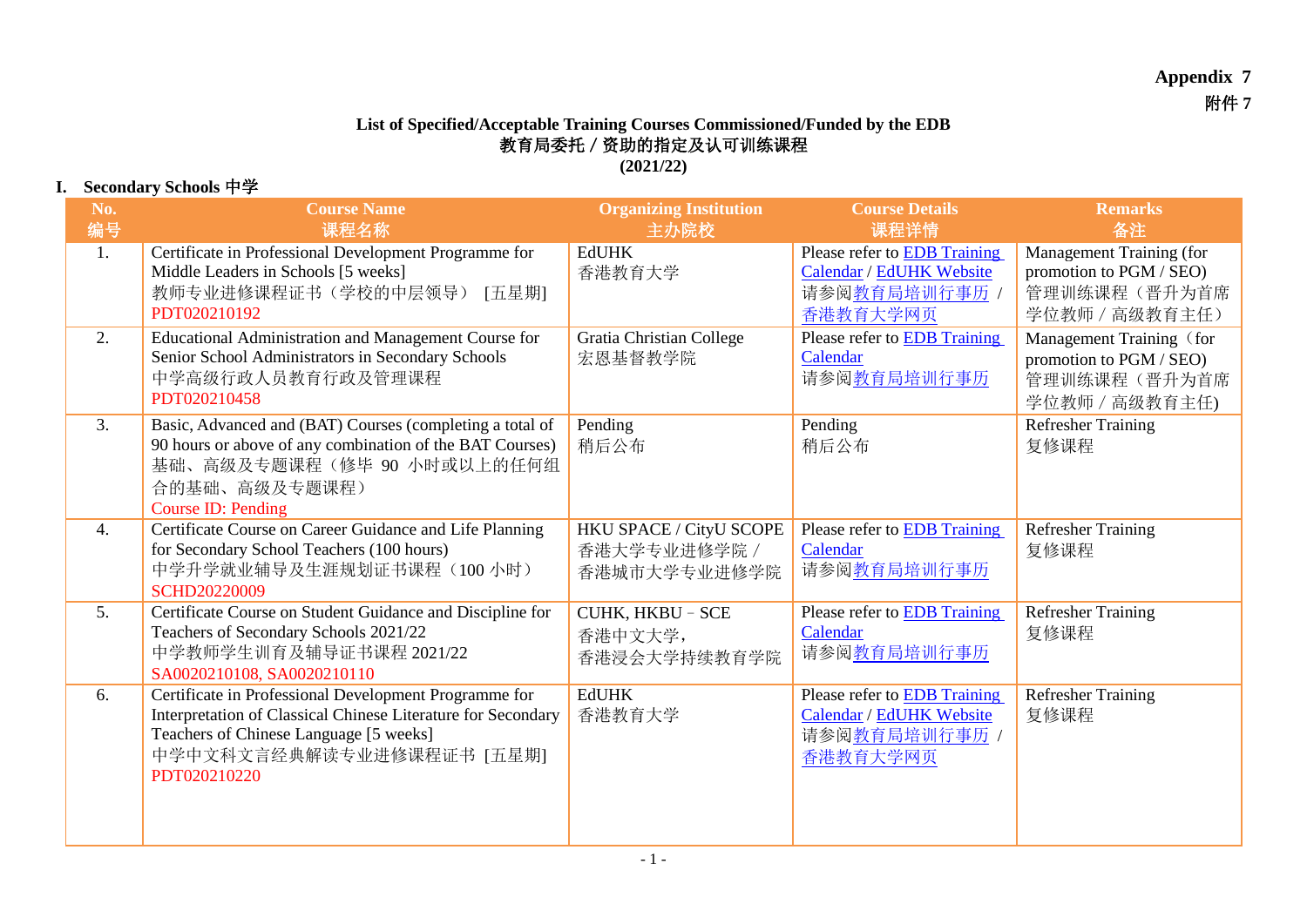**Appendix 7**
**附件 7**

**List of Specified/Acceptable Training Courses Commissioned/Funded by the EDB**
**教育局委托／资助的指定及认可训练课程**
**(2021/22)**

## I. Secondary Schools 中学

| No.<br>编号 | Course Name<br>课程名称 | Organizing Institution<br>主办院校 | Course Details<br>课程详情 | Remarks<br>备注 |
|---|---|---|---|---|
| 1. | Certificate in Professional Development Programme for Middle Leaders in Schools [5 weeks]<br>教师专业进修课程证书（学校的中层领导） [五星期]<br>PDT020210192 | EdUHK<br>香港教育大学 | Please refer to EDB Training Calendar / EdUHK Website<br>请参阅教育局培训行事历 / 香港教育大学网页 | Management Training (for promotion to PGM / SEO)<br>管理训练课程（晋升为首席学位教师 / 高级教育主任） |
| 2. | Educational Administration and Management Course for Senior School Administrators in Secondary Schools<br>中学高级行政人员教育行政及管理课程<br>PDT020210458 | Gratia Christian College<br>宏恩基督教学院 | Please refer to EDB Training Calendar<br>请参阅教育局培训行事历 | Management Training（for promotion to PGM / SEO)<br>管理训练课程（晋升为首席学位教师 / 高级教育主任) |
| 3. | Basic, Advanced and (BAT) Courses (completing a total of 90 hours or above of any combination of the BAT Courses)<br>基础、高级及专题课程（修毕 90 小时或以上的任何组合的基础、高级及专题课程）<br>Course ID: Pending | Pending<br>稍后公布 | Pending<br>稍后公布 | Refresher Training<br>复修课程 |
| 4. | Certificate Course on Career Guidance and Life Planning for Secondary School Teachers (100 hours)<br>中学升学就业辅导及生涯规划证书课程（100 小时）<br>SCHD20220009 | HKU SPACE / CityU SCOPE<br>香港大学专业进修学院 / 香港城市大学专业进修学院 | Please refer to EDB Training Calendar<br>请参阅教育局培训行事历 | Refresher Training<br>复修课程 |
| 5. | Certificate Course on Student Guidance and Discipline for Teachers of Secondary Schools 2021/22<br>中学教师学生训育及辅导证书课程 2021/22<br>SA0020210108, SA0020210110 | CUHK, HKBU – SCE<br>香港中文大学，香港浸会大学持续教育学院 | Please refer to EDB Training Calendar<br>请参阅教育局培训行事历 | Refresher Training<br>复修课程 |
| 6. | Certificate in Professional Development Programme for Interpretation of Classical Chinese Literature for Secondary Teachers of Chinese Language [5 weeks]<br>中学中文科文言经典解读专业进修课程证书 [五星期]<br>PDT020210220 | EdUHK<br>香港教育大学 | Please refer to EDB Training Calendar / EdUHK Website<br>请参阅教育局培训行事历 / 香港教育大学网页 | Refresher Training<br>复修课程 |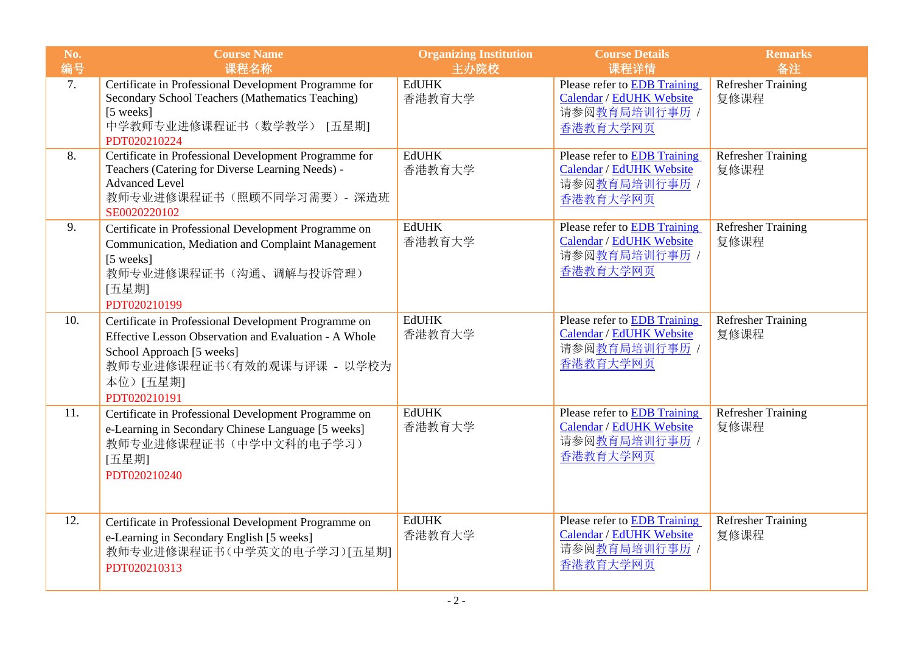| No.<br>编号 | Course Name<br>课程名称 | Organizing Institution<br>主办院校 | Course Details<br>课程详情 | Remarks<br>备注 |
|---|---|---|---|---|
| 7. | Certificate in Professional Development Programme for Secondary School Teachers (Mathematics Teaching) [5 weeks]<br>中学教师专业进修课程证书（数学教学） [五星期]<br>PDT020210224 | EdUHK<br>香港教育大学 | Please refer to EDB Training Calendar / EdUHK Website<br>请参阅教育局培训行事历 / 香港教育大学网页 | Refresher Training<br>复修课程 |
| 8. | Certificate in Professional Development Programme for Teachers (Catering for Diverse Learning Needs) - Advanced Level<br>教师专业进修课程证书（照顾不同学习需要）- 深造班<br>SE0020220102 | EdUHK<br>香港教育大学 | Please refer to EDB Training Calendar / EdUHK Website<br>请参阅教育局培训行事历 / 香港教育大学网页 | Refresher Training<br>复修课程 |
| 9. | Certificate in Professional Development Programme on Communication, Mediation and Complaint Management [5 weeks]<br>教师专业进修课程证书（沟通、调解与投诉管理） [五星期]<br>PDT020210199 | EdUHK<br>香港教育大学 | Please refer to EDB Training Calendar / EdUHK Website<br>请参阅教育局培训行事历 / 香港教育大学网页 | Refresher Training<br>复修课程 |
| 10. | Certificate in Professional Development Programme on Effective Lesson Observation and Evaluation - A Whole School Approach [5 weeks]<br>教师专业进修课程证书(有效的观课与评课 - 以学校为本位) [五星期]<br>PDT020210191 | EdUHK<br>香港教育大学 | Please refer to EDB Training Calendar / EdUHK Website<br>请参阅教育局培训行事历 / 香港教育大学网页 | Refresher Training<br>复修课程 |
| 11. | Certificate in Professional Development Programme on e-Learning in Secondary Chinese Language [5 weeks]<br>教师专业进修课程证书（中学中文科的电子学习） [五星期]<br>PDT020210240 | EdUHK<br>香港教育大学 | Please refer to EDB Training Calendar / EdUHK Website<br>请参阅教育局培训行事历 / 香港教育大学网页 | Refresher Training<br>复修课程 |
| 12. | Certificate in Professional Development Programme on e-Learning in Secondary English [5 weeks]<br>教师专业进修课程证书(中学英文的电子学习)[五星期]<br>PDT020210313 | EdUHK<br>香港教育大学 | Please refer to EDB Training Calendar / EdUHK Website<br>请参阅教育局培训行事历 / 香港教育大学网页 | Refresher Training<br>复修课程 |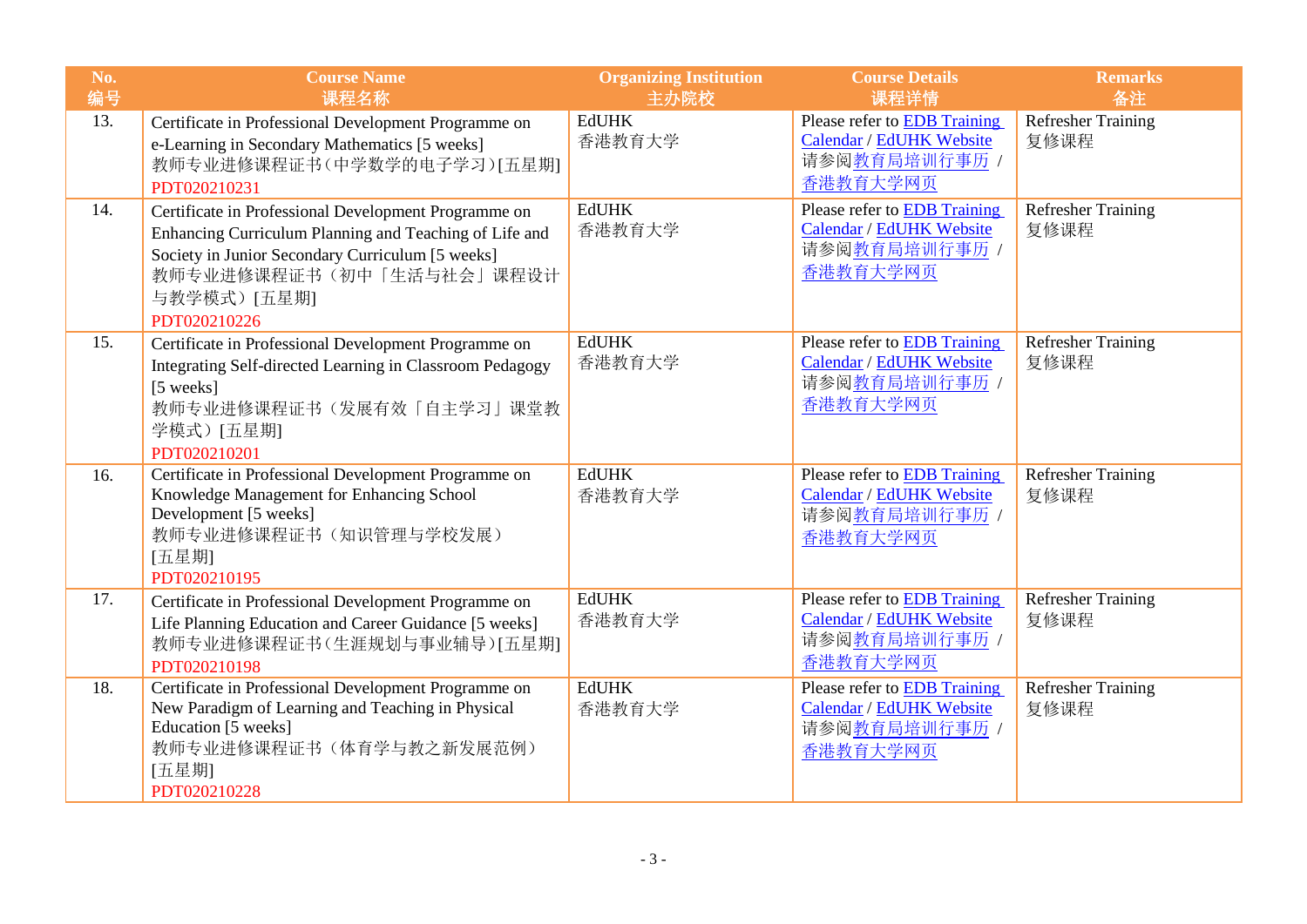| No. 编号 | Course Name 课程名称 | Organizing Institution 主办院校 | Course Details 课程详情 | Remarks 备注 |
|---|---|---|---|---|
| 13. | Certificate in Professional Development Programme on e-Learning in Secondary Mathematics [5 weeks]<br>教师专业进修课程证书(中学数学的电子学习)[五星期]<br>PDT020210231 | EdUHK<br>香港教育大学 | Please refer to EDB Training Calendar / EdUHK Website<br>请参阅教育局培训行事历 / 香港教育大学网页 | Refresher Training<br>复修课程 |
| 14. | Certificate in Professional Development Programme on Enhancing Curriculum Planning and Teaching of Life and Society in Junior Secondary Curriculum [5 weeks]<br>教师专业进修课程证书（初中「生活与社会」课程设计与教学模式）[五星期]<br>PDT020210226 | EdUHK<br>香港教育大学 | Please refer to EDB Training Calendar / EdUHK Website<br>请参阅教育局培训行事历 / 香港教育大学网页 | Refresher Training<br>复修课程 |
| 15. | Certificate in Professional Development Programme on Integrating Self-directed Learning in Classroom Pedagogy [5 weeks]<br>教师专业进修课程证书（发展有效「自主学习」课堂教学模式）[五星期]<br>PDT020210201 | EdUHK<br>香港教育大学 | Please refer to EDB Training Calendar / EdUHK Website<br>请参阅教育局培训行事历 / 香港教育大学网页 | Refresher Training<br>复修课程 |
| 16. | Certificate in Professional Development Programme on Knowledge Management for Enhancing School Development [5 weeks]<br>教师专业进修课程证书（知识管理与学校发展）[五星期]<br>PDT020210195 | EdUHK<br>香港教育大学 | Please refer to EDB Training Calendar / EdUHK Website<br>请参阅教育局培训行事历 / 香港教育大学网页 | Refresher Training<br>复修课程 |
| 17. | Certificate in Professional Development Programme on Life Planning Education and Career Guidance [5 weeks]<br>教师专业进修课程证书(生涯规划与事业辅导)[五星期]<br>PDT020210198 | EdUHK<br>香港教育大学 | Please refer to EDB Training Calendar / EdUHK Website<br>请参阅教育局培训行事历 / 香港教育大学网页 | Refresher Training<br>复修课程 |
| 18. | Certificate in Professional Development Programme on New Paradigm of Learning and Teaching in Physical Education [5 weeks]<br>教师专业进修课程证书（体育学与教之新发展范例）[五星期]<br>PDT020210228 | EdUHK<br>香港教育大学 | Please refer to EDB Training Calendar / EdUHK Website<br>请参阅教育局培训行事历 / 香港教育大学网页 | Refresher Training<br>复修课程 |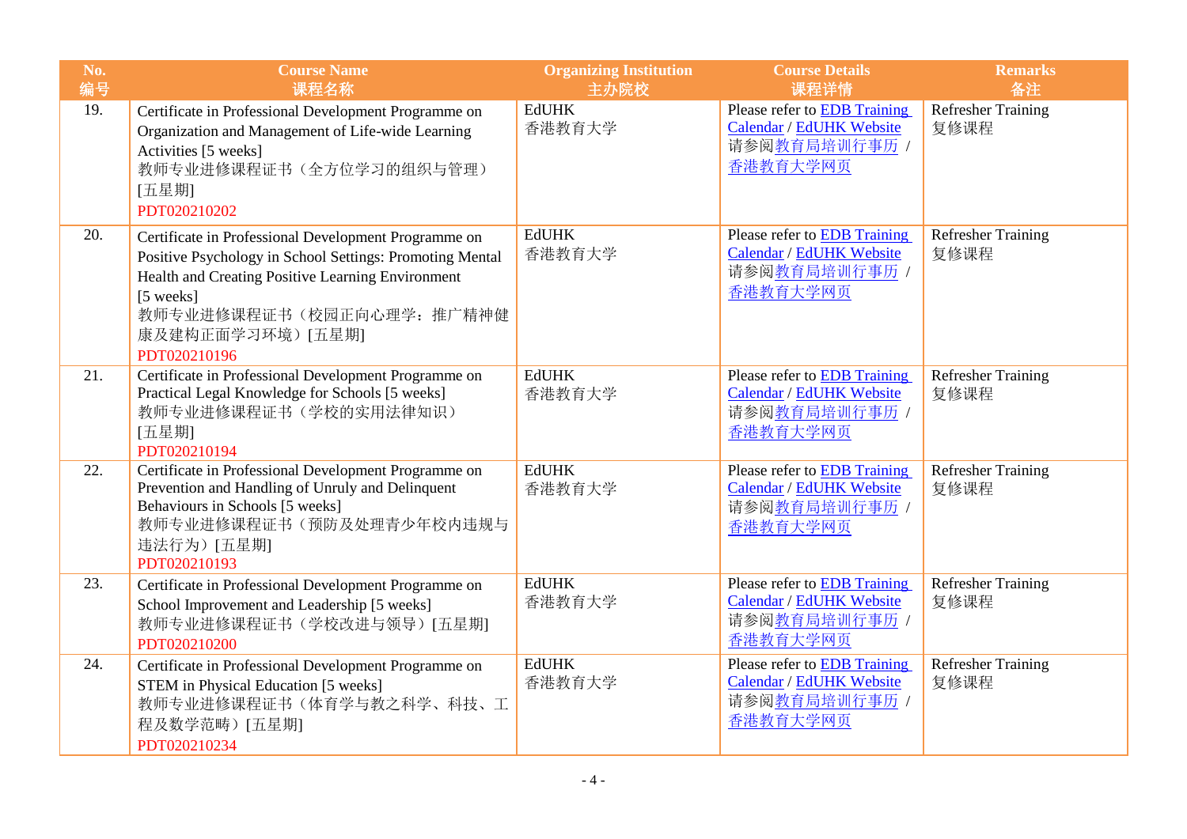| No. 编号 | Course Name 课程名称 | Organizing Institution 主办院校 | Course Details 课程详情 | Remarks 备注 |
|---|---|---|---|---|
| 19. | Certificate in Professional Development Programme on Organization and Management of Life-wide Learning Activities [5 weeks] 教师专业进修课程证书（全方位学习的组织与管理）[五星期] PDT020210202 | EdUHK 香港教育大学 | Please refer to EDB Training Calendar / EdUHK Website 请参阅教育局培训行事历 / 香港教育大学网页 | Refresher Training 复修课程 |
| 20. | Certificate in Professional Development Programme on Positive Psychology in School Settings: Promoting Mental Health and Creating Positive Learning Environment [5 weeks] 教师专业进修课程证书（校园正向心理学：推广精神健康及建构正面学习环境）[五星期] PDT020210196 | EdUHK 香港教育大学 | Please refer to EDB Training Calendar / EdUHK Website 请参阅教育局培训行事历 / 香港教育大学网页 | Refresher Training 复修课程 |
| 21. | Certificate in Professional Development Programme on Practical Legal Knowledge for Schools [5 weeks] 教师专业进修课程证书（学校的实用法律知识）[五星期] PDT020210194 | EdUHK 香港教育大学 | Please refer to EDB Training Calendar / EdUHK Website 请参阅教育局培训行事历 / 香港教育大学网页 | Refresher Training 复修课程 |
| 22. | Certificate in Professional Development Programme on Prevention and Handling of Unruly and Delinquent Behaviours in Schools [5 weeks] 教师专业进修课程证书（预防及处理青少年校内违规与违法行为）[五星期] PDT020210193 | EdUHK 香港教育大学 | Please refer to EDB Training Calendar / EdUHK Website 请参阅教育局培训行事历 / 香港教育大学网页 | Refresher Training 复修课程 |
| 23. | Certificate in Professional Development Programme on School Improvement and Leadership [5 weeks] 教师专业进修课程证书（学校改进与领导）[五星期] PDT020210200 | EdUHK 香港教育大学 | Please refer to EDB Training Calendar / EdUHK Website 请参阅教育局培训行事历 / 香港教育大学网页 | Refresher Training 复修课程 |
| 24. | Certificate in Professional Development Programme on STEM in Physical Education [5 weeks] 教师专业进修课程证书（体育学与教之科学、科技、工程及数学范畴）[五星期] PDT020210234 | EdUHK 香港教育大学 | Please refer to EDB Training Calendar / EdUHK Website 请参阅教育局培训行事历 / 香港教育大学网页 | Refresher Training 复修课程 |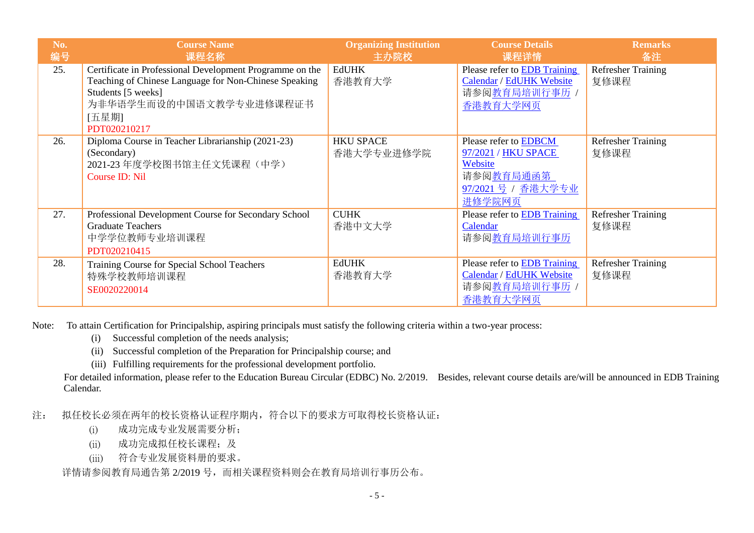| No.<br>编号 | Course Name<br>课程名称 | Organizing Institution<br>主办院校 | Course Details<br>课程详情 | Remarks<br>备注 |
|---|---|---|---|---|
| 25. | Certificate in Professional Development Programme on the Teaching of Chinese Language for Non-Chinese Speaking Students [5 weeks]<br>为非华语学生而设的中国语文教学专业进修课程证书[五星期]<br>PDT020210217 | EdUHK<br>香港教育大学 | Please refer to EDB Training Calendar / EdUHK Website<br>请参阅教育局培训行事历 / 香港教育大学网页 | Refresher Training<br>复修课程 |
| 26. | Diploma Course in Teacher Librarianship (2021-23) (Secondary)<br>2021-23 年度学校图书馆主任文凭课程（中学）<br>Course ID: Nil | HKU SPACE<br>香港大学专业进修学院 | Please refer to EDBCM 97/2021 / HKU SPACE Website<br>请参阅教育局通函第 97/2021 号 / 香港大学专业进修学院网页 | Refresher Training<br>复修课程 |
| 27. | Professional Development Course for Secondary School Graduate Teachers<br>中学学位教师专业培训课程<br>PDT020210415 | CUHK<br>香港中文大学 | Please refer to EDB Training Calendar<br>请参阅教育局培训行事历 | Refresher Training<br>复修课程 |
| 28. | Training Course for Special School Teachers<br>特殊学校教师培训课程<br>SE0020220014 | EdUHK<br>香港教育大学 | Please refer to EDB Training Calendar / EdUHK Website<br>请参阅教育局培训行事历 / 香港教育大学网页 | Refresher Training<br>复修课程 |

Note: To attain Certification for Principalship, aspiring principals must satisfy the following criteria within a two-year process:

(i) Successful completion of the needs analysis;
(ii) Successful completion of the Preparation for Principalship course; and
(iii) Fulfilling requirements for the professional development portfolio.

For detailed information, please refer to the Education Bureau Circular (EDBC) No. 2/2019. Besides, relevant course details are/will be announced in EDB Training Calendar.

注： 拟任校长必须在两年的校长资格认证程序期内，符合以下的要求方可取得校长资格认证：

(i) 成功完成专业发展需要分析；
(ii) 成功完成拟任校长课程；及
(iii) 符合专业发展资料册的要求。

详情请参阅教育局通告第 2/2019 号，而相关课程资料则会在教育局培训行事历公布。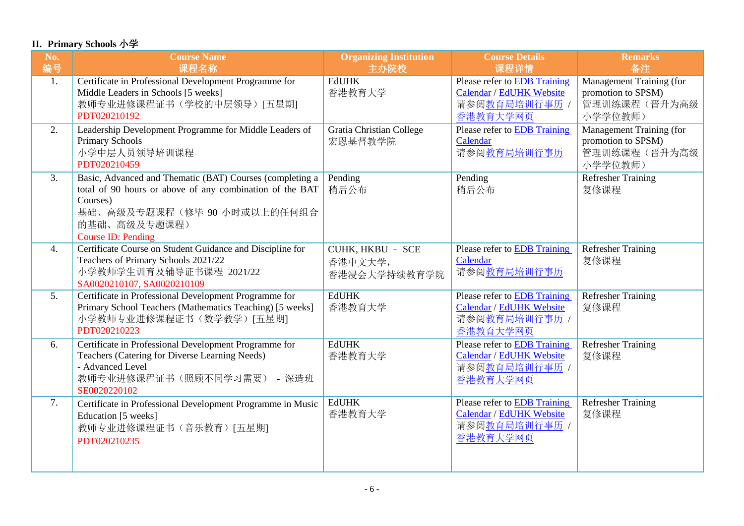## II. Primary Schools 小学

| No. 编号 | Course Name 课程名称 | Organizing Institution 主办院校 | Course Details 课程详情 | Remarks 备注 |
|---|---|---|---|---|
| 1. | Certificate in Professional Development Programme for Middle Leaders in Schools [5 weeks] 教师专业进修课程证书（学校的中层领导）[五星期] PDT020210192 | EdUHK 香港教育大学 | Please refer to EDB Training Calendar / EdUHK Website 请参阅教育局培训行事历 / 香港教育大学网页 | Management Training (for promotion to SPSM) 管理训练课程（晋升为高级小学学位教师） |
| 2. | Leadership Development Programme for Middle Leaders of Primary Schools 小学中层人员领导培训课程 PDT020210459 | Gratia Christian College 宏恩基督教学院 | Please refer to EDB Training Calendar 请参阅教育局培训行事历 | Management Training (for promotion to SPSM) 管理训练课程（晋升为高级小学学位教师） |
| 3. | Basic, Advanced and Thematic (BAT) Courses (completing a total of 90 hours or above of any combination of the BAT Courses) 基础、高级及专题课程（修毕 90 小时或以上的任何组合的基础、高级及专题课程） Course ID: Pending | Pending 稍后公布 | Pending 稍后公布 | Refresher Training 复修课程 |
| 4. | Certificate Course on Student Guidance and Discipline for Teachers of Primary Schools 2021/22 小学教师学生训育及辅导证书课程 2021/22 SA0020210107, SA0020210109 | CUHK, HKBU – SCE 香港中文大学，香港浸会大学持续教育学院 | Please refer to EDB Training Calendar 请参阅教育局培训行事历 | Refresher Training 复修课程 |
| 5. | Certificate in Professional Development Programme for Primary School Teachers (Mathematics Teaching) [5 weeks] 小学教师专业进修课程证书（数学教学）[五星期] PDT020210223 | EdUHK 香港教育大学 | Please refer to EDB Training Calendar / EdUHK Website 请参阅教育局培训行事历 / 香港教育大学网页 | Refresher Training 复修课程 |
| 6. | Certificate in Professional Development Programme for Teachers (Catering for Diverse Learning Needs) - Advanced Level 教师专业进修课程证书（照顾不同学习需要） - 深造班 SE0020220102 | EdUHK 香港教育大学 | Please refer to EDB Training Calendar / EdUHK Website 请参阅教育局培训行事历 / 香港教育大学网页 | Refresher Training 复修课程 |
| 7. | Certificate in Professional Development Programme in Music Education [5 weeks] 教师专业进修课程证书（音乐教育）[五星期] PDT020210235 | EdUHK 香港教育大学 | Please refer to EDB Training Calendar / EdUHK Website 请参阅教育局培训行事历 / 香港教育大学网页 | Refresher Training 复修课程 |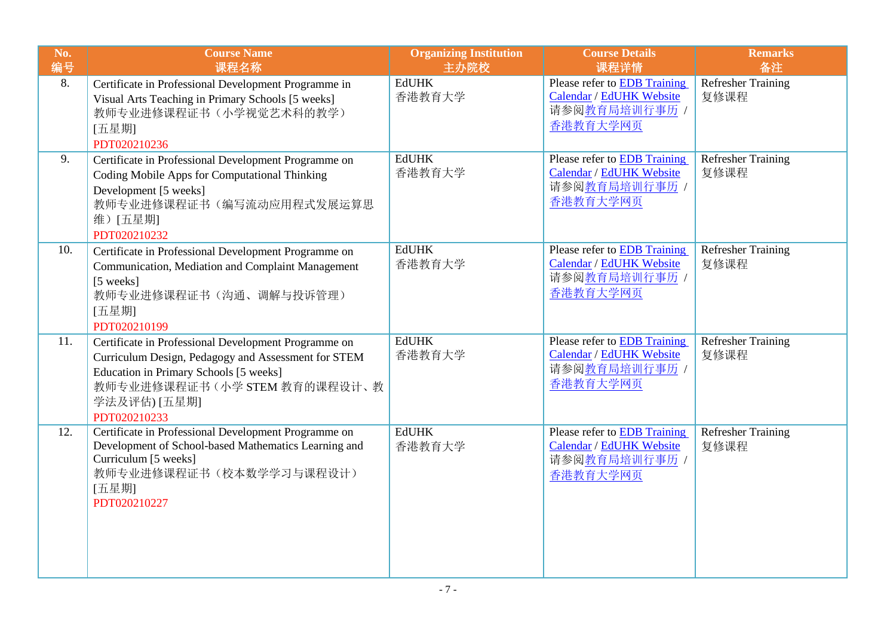| No. 编号 | Course Name 课程名称 | Organizing Institution 主办院校 | Course Details 课程详情 | Remarks 备注 |
|---|---|---|---|---|
| 8. | Certificate in Professional Development Programme in Visual Arts Teaching in Primary Schools [5 weeks]<br>教师专业进修课程证书（小学视觉艺术科的教学）[五星期]<br>PDT020210236 | EdUHK<br>香港教育大学 | Please refer to EDB Training Calendar / EdUHK Website<br>请参阅教育局培训行事历 / 香港教育大学网页 | Refresher Training<br>复修课程 |
| 9. | Certificate in Professional Development Programme on Coding Mobile Apps for Computational Thinking Development [5 weeks]<br>教师专业进修课程证书（编写流动应用程式发展运算思维）[五星期]<br>PDT020210232 | EdUHK<br>香港教育大学 | Please refer to EDB Training Calendar / EdUHK Website<br>请参阅教育局培训行事历 / 香港教育大学网页 | Refresher Training<br>复修课程 |
| 10. | Certificate in Professional Development Programme on Communication, Mediation and Complaint Management [5 weeks]<br>教师专业进修课程证书（沟通、调解与投诉管理）[五星期]<br>PDT020210199 | EdUHK<br>香港教育大学 | Please refer to EDB Training Calendar / EdUHK Website<br>请参阅教育局培训行事历 / 香港教育大学网页 | Refresher Training<br>复修课程 |
| 11. | Certificate in Professional Development Programme on Curriculum Design, Pedagogy and Assessment for STEM Education in Primary Schools [5 weeks]<br>教师专业进修课程证书（小学 STEM 教育的课程设计、教学法及评估) [五星期]<br>PDT020210233 | EdUHK<br>香港教育大学 | Please refer to EDB Training Calendar / EdUHK Website<br>请参阅教育局培训行事历 / 香港教育大学网页 | Refresher Training<br>复修课程 |
| 12. | Certificate in Professional Development Programme on Development of School-based Mathematics Learning and Curriculum [5 weeks]<br>教师专业进修课程证书（校本数学学习与课程设计）[五星期]<br>PDT020210227 | EdUHK<br>香港教育大学 | Please refer to EDB Training Calendar / EdUHK Website<br>请参阅教育局培训行事历 / 香港教育大学网页 | Refresher Training<br>复修课程 |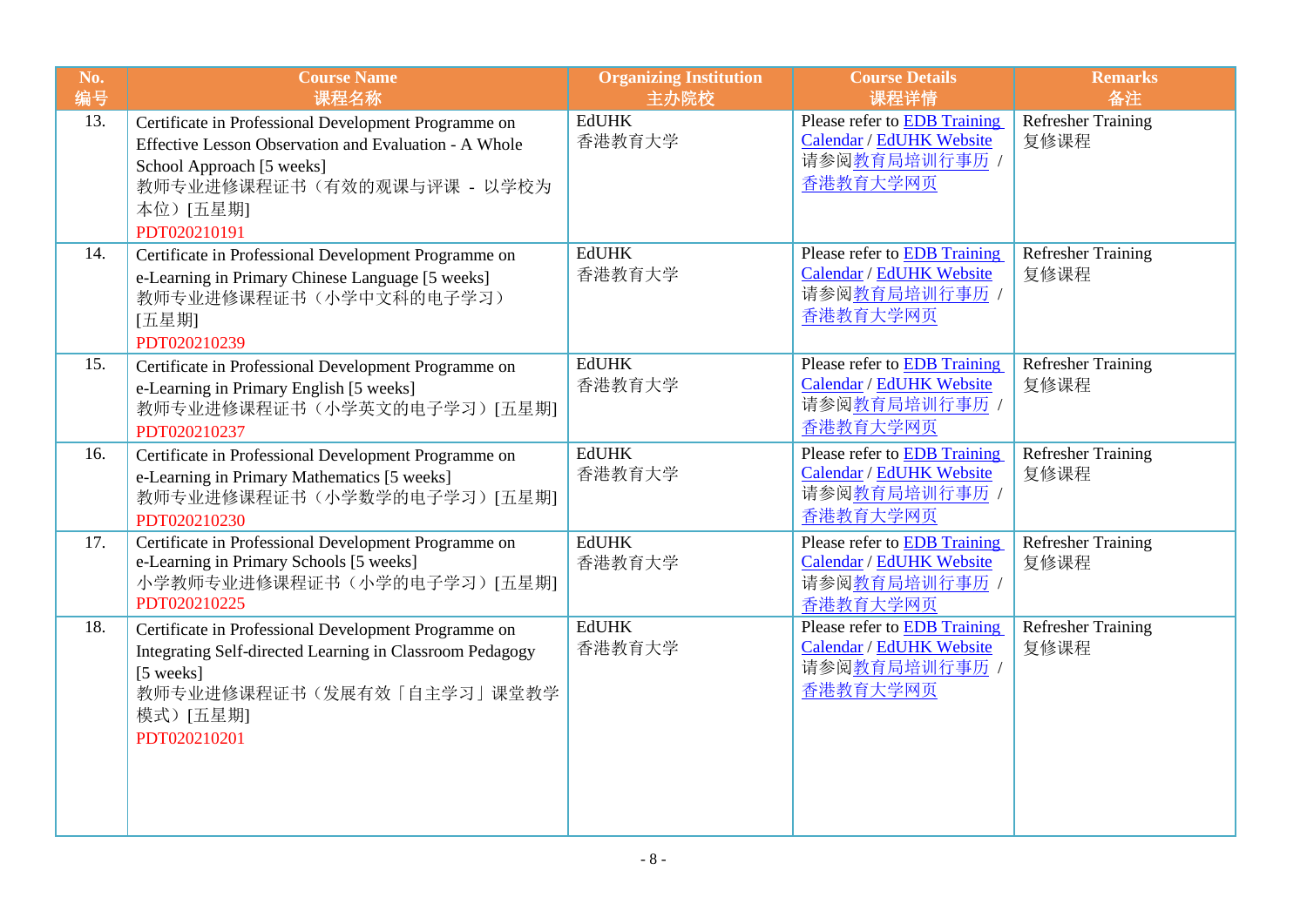| No.<br>编号 | Course Name<br>课程名称 | Organizing Institution<br>主办院校 | Course Details<br>课程详情 | Remarks<br>备注 |
|---|---|---|---|---|
| 13. | Certificate in Professional Development Programme on Effective Lesson Observation and Evaluation - A Whole School Approach [5 weeks]<br>教师专业进修课程证书（有效的观课与评课 - 以学校为本位）[五星期]<br>PDT020210191 | EdUHK<br>香港教育大学 | Please refer to EDB Training Calendar / EdUHK Website<br>请参阅教育局培训行事历 / 香港教育大学网页 | Refresher Training<br>复修课程 |
| 14. | Certificate in Professional Development Programme on e-Learning in Primary Chinese Language [5 weeks]<br>教师专业进修课程证书（小学中文科的电子学习）[五星期]<br>PDT020210239 | EdUHK<br>香港教育大学 | Please refer to EDB Training Calendar / EdUHK Website<br>请参阅教育局培训行事历 / 香港教育大学网页 | Refresher Training<br>复修课程 |
| 15. | Certificate in Professional Development Programme on e-Learning in Primary English [5 weeks]<br>教师专业进修课程证书（小学英文的电子学习）[五星期]<br>PDT020210237 | EdUHK<br>香港教育大学 | Please refer to EDB Training Calendar / EdUHK Website<br>请参阅教育局培训行事历 / 香港教育大学网页 | Refresher Training<br>复修课程 |
| 16. | Certificate in Professional Development Programme on e-Learning in Primary Mathematics [5 weeks]<br>教师专业进修课程证书（小学数学的电子学习）[五星期]<br>PDT020210230 | EdUHK<br>香港教育大学 | Please refer to EDB Training Calendar / EdUHK Website<br>请参阅教育局培训行事历 / 香港教育大学网页 | Refresher Training<br>复修课程 |
| 17. | Certificate in Professional Development Programme on e-Learning in Primary Schools [5 weeks]<br>小学教师专业进修课程证书（小学的电子学习）[五星期]<br>PDT020210225 | EdUHK<br>香港教育大学 | Please refer to EDB Training Calendar / EdUHK Website<br>请参阅教育局培训行事历 / 香港教育大学网页 | Refresher Training<br>复修课程 |
| 18. | Certificate in Professional Development Programme on Integrating Self-directed Learning in Classroom Pedagogy [5 weeks]<br>教师专业进修课程证书（发展有效「自主学习」课堂教学模式）[五星期]<br>PDT020210201 | EdUHK<br>香港教育大学 | Please refer to EDB Training Calendar / EdUHK Website<br>请参阅教育局培训行事历 / 香港教育大学网页 | Refresher Training<br>复修课程 |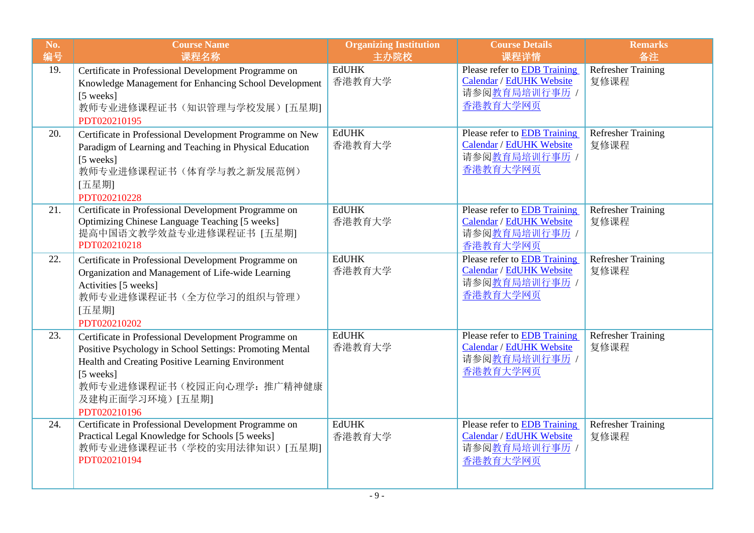| No. 编号 | Course Name 课程名称 | Organizing Institution 主办院校 | Course Details 课程详情 | Remarks 备注 |
|---|---|---|---|---|
| 19. | Certificate in Professional Development Programme on Knowledge Management for Enhancing School Development [5 weeks]<br>教师专业进修课程证书（知识管理与学校发展）[五星期]<br>PDT020210195 | EdUHK<br>香港教育大学 | Please refer to EDB Training Calendar / EdUHK Website<br>请参阅教育局培训行事历 / 香港教育大学网页 | Refresher Training<br>复修课程 |
| 20. | Certificate in Professional Development Programme on New Paradigm of Learning and Teaching in Physical Education [5 weeks]<br>教师专业进修课程证书（体育学与教之新发展范例）[五星期]<br>PDT020210228 | EdUHK<br>香港教育大学 | Please refer to EDB Training Calendar / EdUHK Website<br>请参阅教育局培训行事历 / 香港教育大学网页 | Refresher Training<br>复修课程 |
| 21. | Certificate in Professional Development Programme on Optimizing Chinese Language Teaching [5 weeks]<br>提高中国语文教学效益专业进修课程证书 [五星期]<br>PDT020210218 | EdUHK<br>香港教育大学 | Please refer to EDB Training Calendar / EdUHK Website<br>请参阅教育局培训行事历 / 香港教育大学网页 | Refresher Training<br>复修课程 |
| 22. | Certificate in Professional Development Programme on Organization and Management of Life-wide Learning Activities [5 weeks]<br>教师专业进修课程证书（全方位学习的组织与管理）[五星期]<br>PDT020210202 | EdUHK<br>香港教育大学 | Please refer to EDB Training Calendar / EdUHK Website<br>请参阅教育局培训行事历 / 香港教育大学网页 | Refresher Training<br>复修课程 |
| 23. | Certificate in Professional Development Programme on Positive Psychology in School Settings: Promoting Mental Health and Creating Positive Learning Environment [5 weeks]<br>教师专业进修课程证书（校园正向心理学：推广精神健康及建构正面学习环境）[五星期]<br>PDT020210196 | EdUHK<br>香港教育大学 | Please refer to EDB Training Calendar / EdUHK Website<br>请参阅教育局培训行事历 / 香港教育大学网页 | Refresher Training<br>复修课程 |
| 24. | Certificate in Professional Development Programme on Practical Legal Knowledge for Schools [5 weeks]<br>教师专业进修课程证书（学校的实用法律知识）[五星期]<br>PDT020210194 | EdUHK<br>香港教育大学 | Please refer to EDB Training Calendar / EdUHK Website<br>请参阅教育局培训行事历 / 香港教育大学网页 | Refresher Training<br>复修课程 |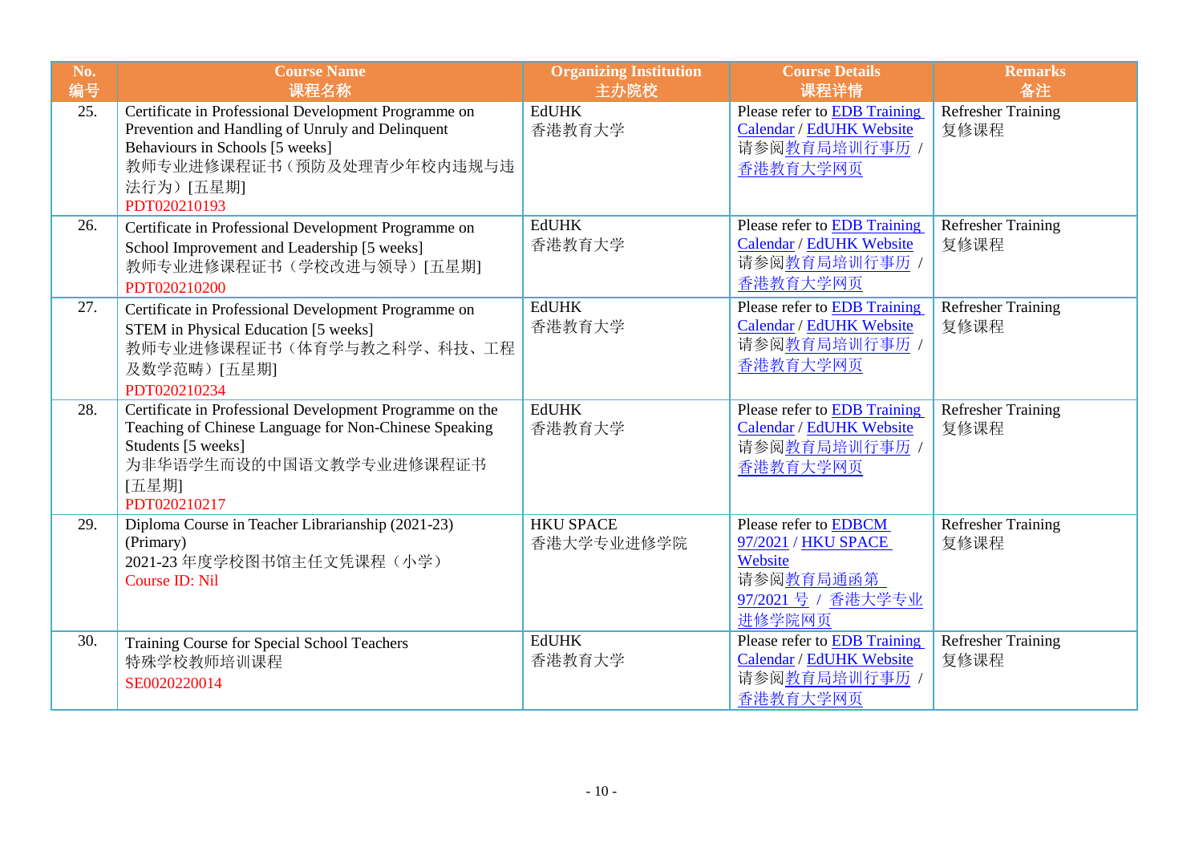| No. 编号 | Course Name 课程名称 | Organizing Institution 主办院校 | Course Details 课程详情 | Remarks 备注 |
|---|---|---|---|---|
| 25. | Certificate in Professional Development Programme on Prevention and Handling of Unruly and Delinquent Behaviours in Schools [5 weeks]<br>教师专业进修课程证书（预防及处理青少年校内违规与违法行为）[五星期]<br>PDT020210193 | EdUHK<br>香港教育大学 | Please refer to EDB Training Calendar / EdUHK Website<br>请参阅教育局培训行事历 / 香港教育大学网页 | Refresher Training<br>复修课程 |
| 26. | Certificate in Professional Development Programme on School Improvement and Leadership [5 weeks]<br>教师专业进修课程证书（学校改进与领导）[五星期]<br>PDT020210200 | EdUHK<br>香港教育大学 | Please refer to EDB Training Calendar / EdUHK Website<br>请参阅教育局培训行事历 / 香港教育大学网页 | Refresher Training<br>复修课程 |
| 27. | Certificate in Professional Development Programme on STEM in Physical Education [5 weeks]<br>教师专业进修课程证书（体育学与教之科学、科技、工程及数学范畴）[五星期]<br>PDT020210234 | EdUHK<br>香港教育大学 | Please refer to EDB Training Calendar / EdUHK Website<br>请参阅教育局培训行事历 / 香港教育大学网页 | Refresher Training<br>复修课程 |
| 28. | Certificate in Professional Development Programme on the Teaching of Chinese Language for Non-Chinese Speaking Students [5 weeks]<br>为非华语学生而设的中国语文教学专业进修课程证书[五星期]<br>PDT020210217 | EdUHK<br>香港教育大学 | Please refer to EDB Training Calendar / EdUHK Website<br>请参阅教育局培训行事历 / 香港教育大学网页 | Refresher Training<br>复修课程 |
| 29. | Diploma Course in Teacher Librarianship (2021-23) (Primary)<br>2021-23 年度学校图书馆主任文凭课程（小学）<br>Course ID: Nil | HKU SPACE<br>香港大学专业进修学院 | Please refer to EDBCM 97/2021 / HKU SPACE Website<br>请参阅教育局通函第97/2021 号 / 香港大学专业进修学院网页 | Refresher Training<br>复修课程 |
| 30. | Training Course for Special School Teachers<br>特殊学校教师培训课程<br>SE0020220014 | EdUHK<br>香港教育大学 | Please refer to EDB Training Calendar / EdUHK Website<br>请参阅教育局培训行事历 / 香港教育大学网页 | Refresher Training<br>复修课程 |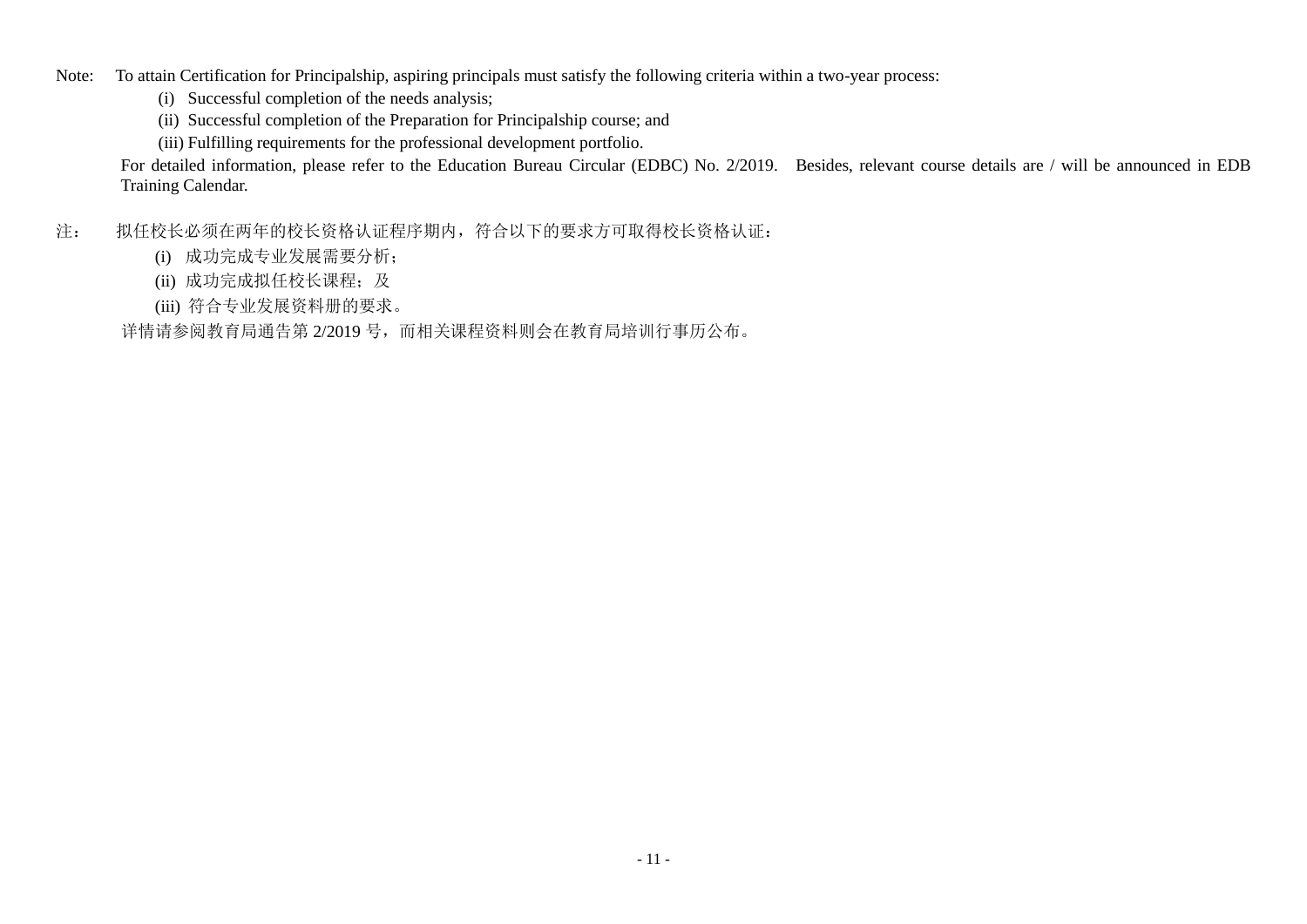Note: To attain Certification for Principalship, aspiring principals must satisfy the following criteria within a two-year process:

(i) Successful completion of the needs analysis;

(ii) Successful completion of the Preparation for Principalship course; and

(iii) Fulfilling requirements for the professional development portfolio.

For detailed information, please refer to the Education Bureau Circular (EDBC) No. 2/2019. Besides, relevant course details are / will be announced in EDB Training Calendar.

注： 拟任校长必须在两年的校长资格认证程序期内，符合以下的要求方可取得校长资格认证：

(i) 成功完成专业发展需要分析；

(ii) 成功完成拟任校长课程；及

(iii) 符合专业发展资料册的要求。

详情请参阅教育局通告第 2/2019 号，而相关课程资料则会在教育局培训行事历公布。